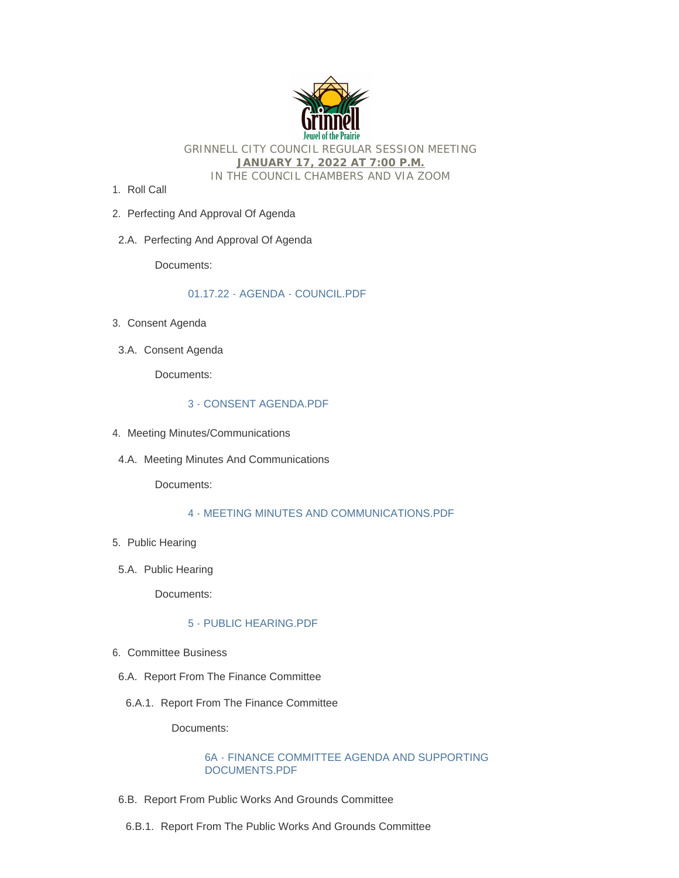GRINNELL CITY COUNCIL REGULAR SESSION MEETING

**JANUARY 17, 2022 AT 7:00 P.M.**

IN THE COUNCIL CHAMBERS AND VIA ZOOM

1. Roll Call

2. Perfecting And Approval Of Agenda

   2.A. Perfecting And Approval Of Agenda

   Documents:

   01.17.22 - AGENDA - COUNCIL.PDF

3. Consent Agenda

   3.A. Consent Agenda

   Documents:

   3 - CONSENT AGENDA.PDF

4. Meeting Minutes/Communications

   4.A. Meeting Minutes And Communications

   Documents:

   4 - MEETING MINUTES AND COMMUNICATIONS.PDF

5. Public Hearing

   5.A. Public Hearing

   Documents:

   5 - PUBLIC HEARING.PDF

6. Committee Business

   6.A. Report From The Finance Committee

   6.A.1. Report From The Finance Committee

   Documents:

   6A - FINANCE COMMITTEE AGENDA AND SUPPORTING DOCUMENTS.PDF

   6.B. Report From Public Works And Grounds Committee

   6.B.1. Report From The Public Works And Grounds Committee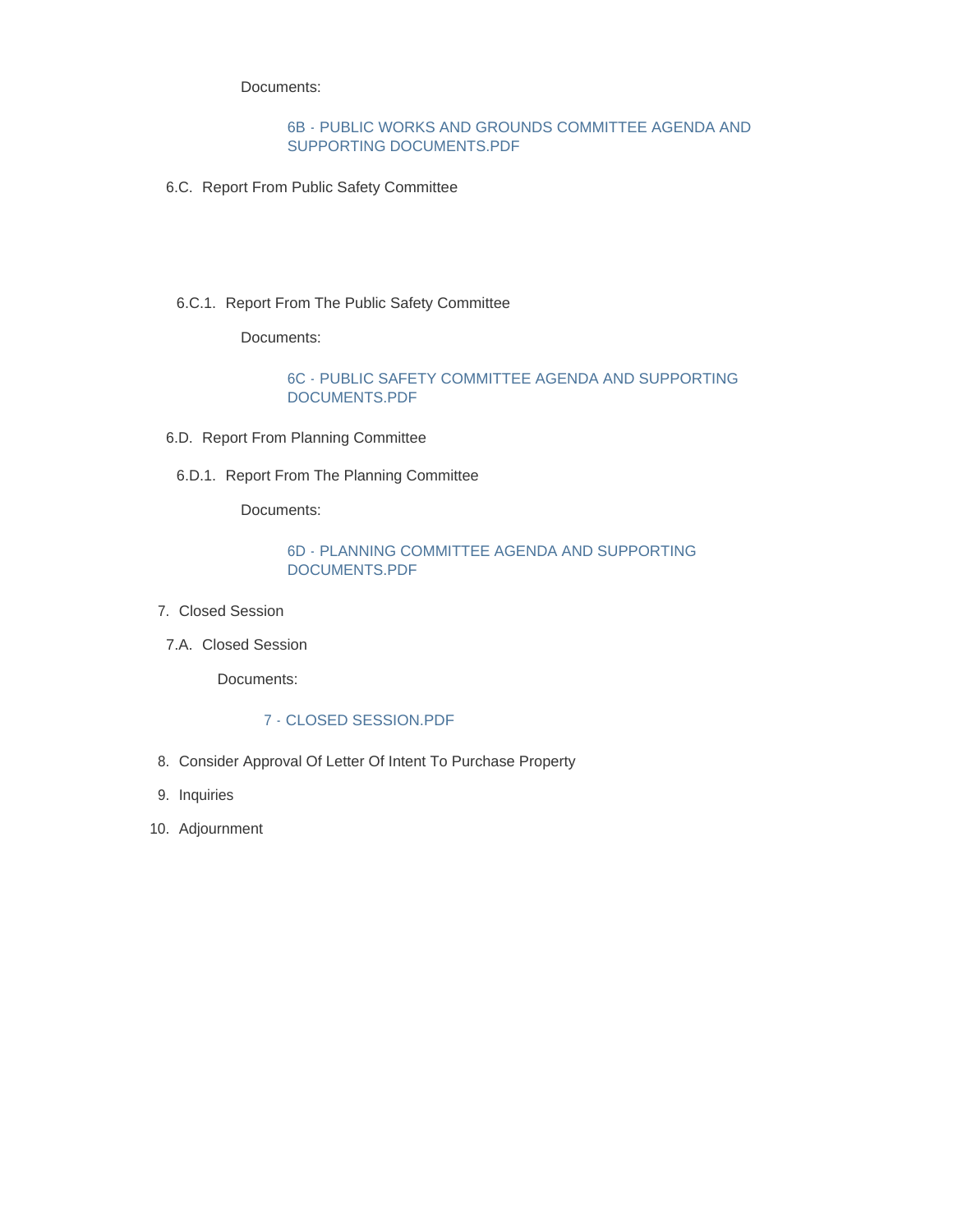Documents:

6B - PUBLIC WORKS AND GROUNDS COMMITTEE AGENDA AND SUPPORTING DOCUMENTS.PDF

6.C. Report From Public Safety Committee

6.C.1. Report From The Public Safety Committee

Documents:

6C - PUBLIC SAFETY COMMITTEE AGENDA AND SUPPORTING DOCUMENTS.PDF

6.D. Report From Planning Committee

6.D.1. Report From The Planning Committee

Documents:

6D - PLANNING COMMITTEE AGENDA AND SUPPORTING DOCUMENTS.PDF

7. Closed Session

7.A. Closed Session

Documents:

7 - CLOSED SESSION.PDF

8. Consider Approval Of Letter Of Intent To Purchase Property

9. Inquiries

10. Adjournment